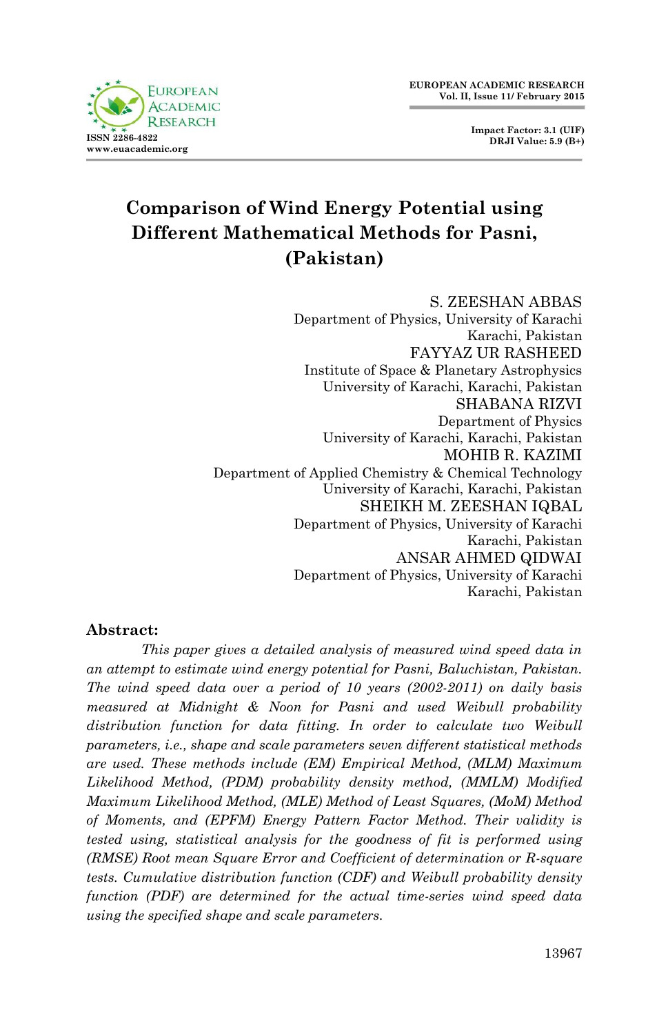# Comparison of Wind Energy Potential using Different Mathematical Methods for Pasni, (Pakistan)

S. ZEESHAN ABBAS
Department of Physics, University of Karachi
Karachi, Pakistan

FAYYAZ UR RASHEED
Institute of Space & Planetary Astrophysics
University of Karachi, Karachi, Pakistan

SHABANA RIZVI
Department of Physics
University of Karachi, Karachi, Pakistan

MOHIB R. KAZIMI
Department of Applied Chemistry & Chemical Technology
University of Karachi, Karachi, Pakistan

SHEIKH M. ZEESHAN IQBAL
Department of Physics, University of Karachi
Karachi, Pakistan

ANSAR AHMED QIDWAI
Department of Physics, University of Karachi
Karachi, Pakistan

## Abstract:

*This paper gives a detailed analysis of measured wind speed data in an attempt to estimate wind energy potential for Pasni, Baluchistan, Pakistan. The wind speed data over a period of 10 years (2002-2011) on daily basis measured at Midnight & Noon for Pasni and used Weibull probability distribution function for data fitting. In order to calculate two Weibull parameters, i.e., shape and scale parameters seven different statistical methods are used. These methods include (EM) Empirical Method, (MLM) Maximum Likelihood Method, (PDM) probability density method, (MMLM) Modified Maximum Likelihood Method, (MLE) Method of Least Squares, (MoM) Method of Moments, and (EPFM) Energy Pattern Factor Method. Their validity is tested using, statistical analysis for the goodness of fit is performed using (RMSE) Root mean Square Error and Coefficient of determination or R-square tests. Cumulative distribution function (CDF) and Weibull probability density function (PDF) are determined for the actual time-series wind speed data using the specified shape and scale parameters.*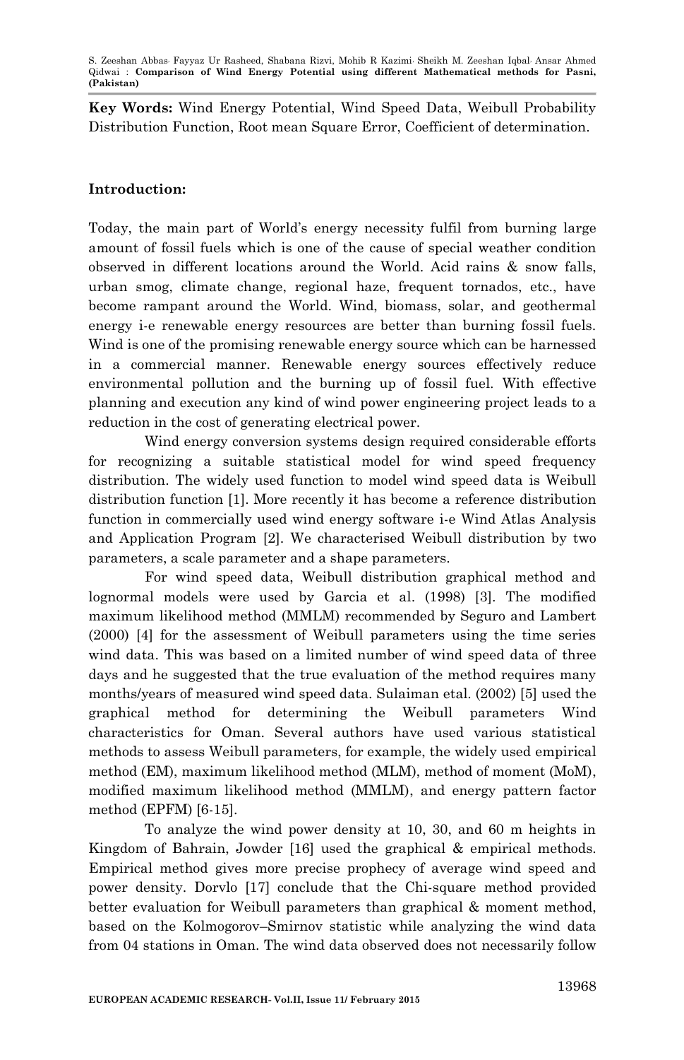**Key Words:** Wind Energy Potential, Wind Speed Data, Weibull Probability Distribution Function, Root mean Square Error, Coefficient of determination.

## Introduction:

Today, the main part of World's energy necessity fulfil from burning large amount of fossil fuels which is one of the cause of special weather condition observed in different locations around the World. Acid rains & snow falls, urban smog, climate change, regional haze, frequent tornados, etc., have become rampant around the World. Wind, biomass, solar, and geothermal energy i-e renewable energy resources are better than burning fossil fuels. Wind is one of the promising renewable energy source which can be harnessed in a commercial manner. Renewable energy sources effectively reduce environmental pollution and the burning up of fossil fuel. With effective planning and execution any kind of wind power engineering project leads to a reduction in the cost of generating electrical power.

Wind energy conversion systems design required considerable efforts for recognizing a suitable statistical model for wind speed frequency distribution. The widely used function to model wind speed data is Weibull distribution function [1]. More recently it has become a reference distribution function in commercially used wind energy software i-e Wind Atlas Analysis and Application Program [2]. We characterised Weibull distribution by two parameters, a scale parameter and a shape parameters.

For wind speed data, Weibull distribution graphical method and lognormal models were used by Garcia et al. (1998) [3]. The modified maximum likelihood method (MMLM) recommended by Seguro and Lambert (2000) [4] for the assessment of Weibull parameters using the time series wind data. This was based on a limited number of wind speed data of three days and he suggested that the true evaluation of the method requires many months/years of measured wind speed data. Sulaiman etal. (2002) [5] used the graphical method for determining the Weibull parameters Wind characteristics for Oman. Several authors have used various statistical methods to assess Weibull parameters, for example, the widely used empirical method (EM), maximum likelihood method (MLM), method of moment (MoM), modified maximum likelihood method (MMLM), and energy pattern factor method (EPFM) [6-15].

To analyze the wind power density at 10, 30, and 60 m heights in Kingdom of Bahrain, Jowder [16] used the graphical & empirical methods. Empirical method gives more precise prophecy of average wind speed and power density. Dorvlo [17] conclude that the Chi-square method provided better evaluation for Weibull parameters than graphical & moment method, based on the Kolmogorov–Smirnov statistic while analyzing the wind data from 04 stations in Oman. The wind data observed does not necessarily follow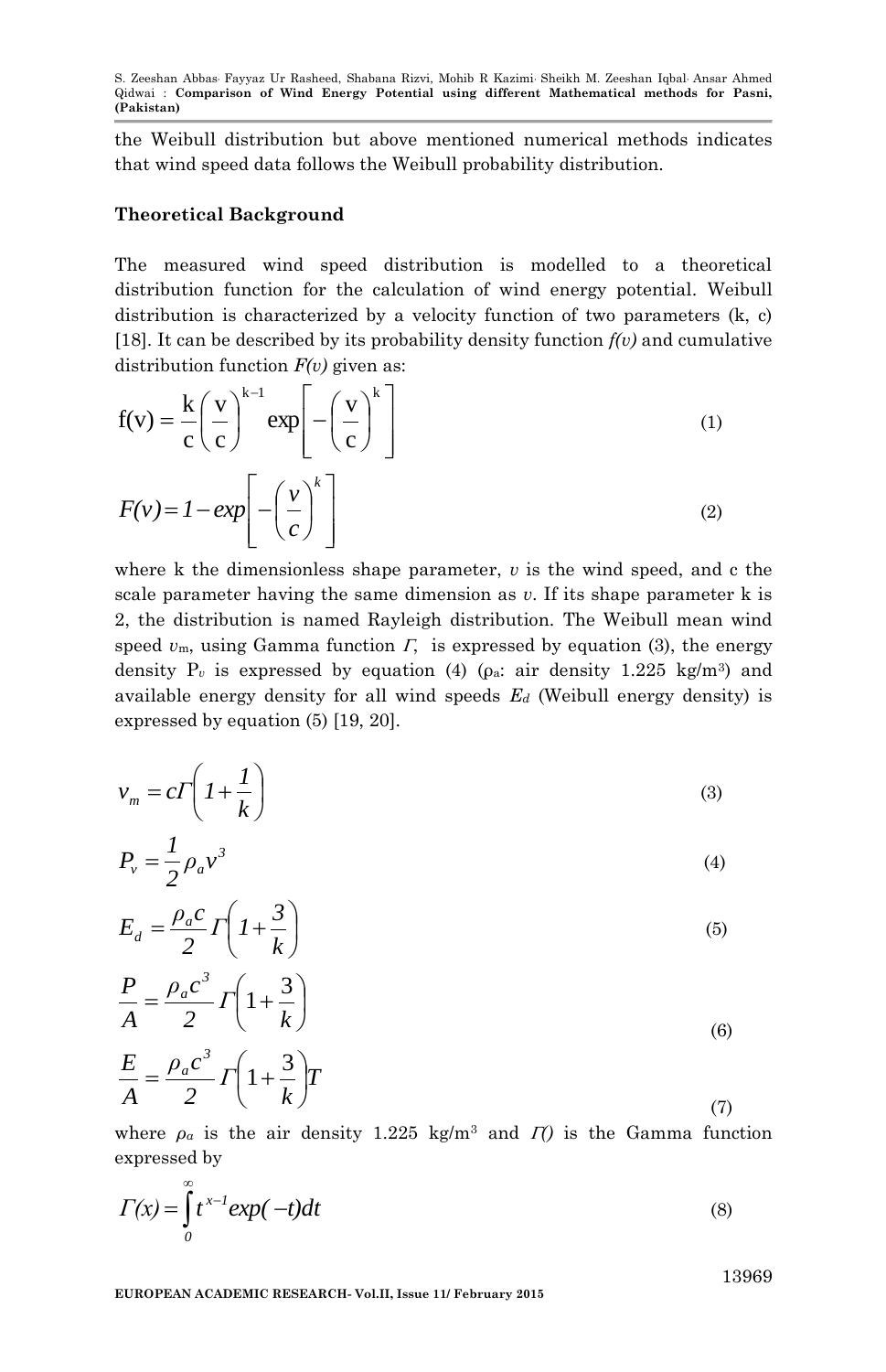the Weibull distribution but above mentioned numerical methods indicates that wind speed data follows the Weibull probability distribution.

**Theoretical Background**

The measured wind speed distribution is modelled to a theoretical distribution function for the calculation of wind energy potential. Weibull distribution is characterized by a velocity function of two parameters (k, c) [18]. It can be described by its probability density function *f(v)* and cumulative distribution function *F(v)* given as:

$$f(v) = \frac{k}{c}\left(\frac{v}{c}\right)^{k-1} \exp\left[-\left(\frac{v}{c}\right)^{k}\right] \tag{1}$$

$$F(v) = 1 - exp\left[-\left(\frac{v}{c}\right)^{k}\right] \tag{2}$$

where k the dimensionless shape parameter, $v$ is the wind speed, and c the scale parameter having the same dimension as $v$. If its shape parameter k is 2, the distribution is named Rayleigh distribution. The Weibull mean wind speed $v_m$, using Gamma function $\Gamma$, is expressed by equation (3), the energy density $P_v$ is expressed by equation (4) ($\rho_a$: air density 1.225 kg/m$^3$) and available energy density for all wind speeds $E_d$ (Weibull energy density) is expressed by equation (5) [19, 20].

$$v_m = c\Gamma\left(1 + \frac{1}{k}\right) \tag{3}$$

$$P_v = \frac{1}{2}\rho_a v^3 \tag{4}$$

$$E_d = \frac{\rho_a c}{2}\Gamma\left(1 + \frac{3}{k}\right) \tag{5}$$

$$\frac{P}{A} = \frac{\rho_a c^3}{2}\Gamma\left(1 + \frac{3}{k}\right) \tag{6}$$

$$\frac{E}{A} = \frac{\rho_a c^3}{2}\Gamma\left(1 + \frac{3}{k}\right)T \tag{7}$$

where $\rho_a$ is the air density 1.225 kg/m$^3$ and $\Gamma()$ is the Gamma function expressed by

$$\Gamma(x) = \int_0^{\infty} t^{x-1} exp(-t)dt \tag{8}$$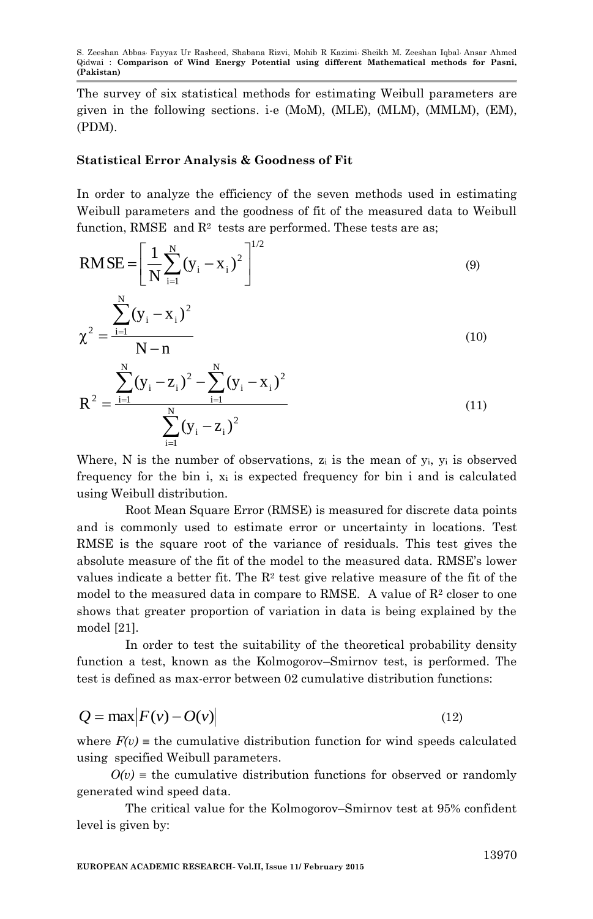The survey of six statistical methods for estimating Weibull parameters are given in the following sections. i-e (MoM), (MLE), (MLM), (MMLM), (EM), (PDM).

### Statistical Error Analysis & Goodness of Fit

In order to analyze the efficiency of the seven methods used in estimating Weibull parameters and the goodness of fit of the measured data to Weibull function, RMSE and $R^2$ tests are performed. These tests are as;

$$\mathrm{RMSE} = \left[ \frac{1}{N} \sum_{i=1}^{N} (y_i - x_i)^2 \right]^{1/2} \tag{9}$$

$$\chi^2 = \frac{\sum_{i=1}^{N} (y_i - x_i)^2}{N - n} \tag{10}$$

$$R^2 = \frac{\sum_{i=1}^{N} (y_i - z_i)^2 - \sum_{i=1}^{N} (y_i - x_i)^2}{\sum_{i=1}^{N} (y_i - z_i)^2} \tag{11}$$

Where, N is the number of observations, $z_i$ is the mean of $y_i$, $y_i$ is observed frequency for the bin i, $x_i$ is expected frequency for bin i and is calculated using Weibull distribution.

Root Mean Square Error (RMSE) is measured for discrete data points and is commonly used to estimate error or uncertainty in locations. Test RMSE is the square root of the variance of residuals. This test gives the absolute measure of the fit of the model to the measured data. RMSE's lower values indicate a better fit. The $R^2$ test give relative measure of the fit of the model to the measured data in compare to RMSE. A value of $R^2$ closer to one shows that greater proportion of variation in data is being explained by the model [21].

In order to test the suitability of the theoretical probability density function a test, known as the Kolmogorov–Smirnov test, is performed. The test is defined as max-error between 02 cumulative distribution functions:

$$Q = \max \left| F(v) - O(v) \right| \tag{12}$$

where $F(v) \equiv$ the cumulative distribution function for wind speeds calculated using specified Weibull parameters.

$O(v) \equiv$ the cumulative distribution functions for observed or randomly generated wind speed data.

The critical value for the Kolmogorov–Smirnov test at 95% confident level is given by: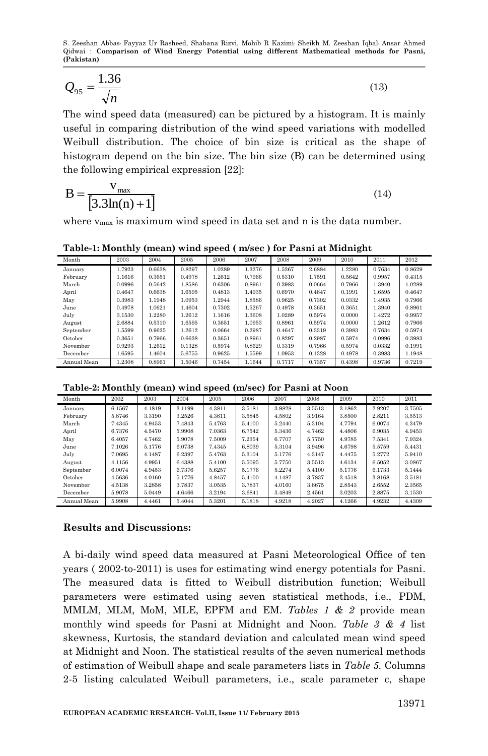$$Q_{95} = \frac{1.36}{\sqrt{n}} \tag{13}$$

The wind speed data (measured) can be pictured by a histogram. It is mainly useful in comparing distribution of the wind speed variations with modelled Weibull distribution. The choice of bin size is critical as the shape of histogram depend on the bin size. The bin size (B) can be determined using the following empirical expression [22]:

$$B = \frac{v_{max}}{[3.3\ln(n)+1]} \tag{14}$$

where $v_{max}$ is maximum wind speed in data set and n is the data number.

**Table-1: Monthly (mean) wind speed ( m/sec ) for Pasni at Midnight**

| Month | 2003 | 2004 | 2005 | 2006 | 2007 | 2008 | 2009 | 2010 | 2011 | 2012 |
|---|---|---|---|---|---|---|---|---|---|---|
| January | 1.7923 | 0.6638 | 0.8297 | 1.0289 | 1.3276 | 1.5267 | 2.6884 | 1.2280 | 0.7634 | 0.8629 |
| February | 1.1616 | 0.3651 | 0.4978 | 1.2612 | 0.7966 | 0.5310 | 1.7591 | 0.5642 | 0.9957 | 0.4315 |
| March | 0.0996 | 0.5642 | 1.8586 | 0.6306 | 0.8961 | 0.3983 | 0.0664 | 0.7966 | 1.3940 | 1.0289 |
| April | 0.4647 | 0.6638 | 1.6595 | 0.4813 | 1.4935 | 0.6970 | 0.4647 | 0.1991 | 1.6595 | 0.4647 |
| May | 0.3983 | 1.1948 | 1.0953 | 1.2944 | 1.8586 | 0.9625 | 0.7302 | 0.0332 | 1.4935 | 0.7966 |
| June | 0.4978 | 1.0621 | 1.4604 | 0.7302 | 1.5267 | 0.4978 | 0.3651 | 0.3651 | 1.3940 | 0.8961 |
| July | 3.1530 | 1.2280 | 1.2612 | 1.1616 | 1.3608 | 1.0289 | 0.5974 | 0.0000 | 1.4272 | 0.9957 |
| August | 2.6884 | 0.5310 | 1.6595 | 0.3651 | 1.0953 | 0.8961 | 0.5974 | 0.0000 | 1.2612 | 0.7966 |
| September | 1.5599 | 0.9625 | 1.2612 | 0.0664 | 0.2987 | 0.4647 | 0.3319 | 0.3983 | 0.7634 | 0.5974 |
| October | 0.3651 | 0.7966 | 0.6638 | 0.3651 | 0.8961 | 0.8297 | 0.2987 | 0.5974 | 0.0996 | 0.3983 |
| November | 0.9293 | 1.2612 | 0.1328 | 0.5974 | 0.8629 | 0.3319 | 0.7966 | 0.5974 | 0.0332 | 0.1991 |
| December | 1.6595 | 1.4604 | 5.6755 | 0.9625 | 1.5599 | 1.0953 | 0.1328 | 0.4978 | 0.3983 | 1.1948 |
| Annual Mean | 1.2308 | 0.8961 | 1.5046 | 0.7454 | 1.1644 | 0.7717 | 0.7357 | 0.4398 | 0.9736 | 0.7219 |

**Table-2: Monthly (mean) wind speed (m/sec) for Pasni at Noon**

| Month | 2002 | 2003 | 2004 | 2005 | 2006 | 2007 | 2008 | 2009 | 2010 | 2011 |
|---|---|---|---|---|---|---|---|---|---|---|
| January | 6.1567 | 4.1819 | 3.1199 | 4.3811 | 3.5181 | 3.9828 | 3.5513 | 3.1862 | 2.9207 | 3.7505 |
| February | 5.8746 | 3.3190 | 3.2526 | 4.3811 | 3.5845 | 4.5802 | 3.9164 | 3.8500 | 2.8211 | 3.5513 |
| March | 7.4345 | 4.9453 | 7.4843 | 5.4763 | 5.4100 | 5.2440 | 5.3104 | 4.7794 | 6.0074 | 4.3479 |
| April | 6.7376 | 4.5470 | 5.9908 | 7.0363 | 6.7542 | 5.3436 | 4.7462 | 4.4806 | 6.9035 | 4.9453 |
| May | 6.4057 | 4.7462 | 5.9078 | 7.5009 | 7.2354 | 6.7707 | 5.7750 | 4.9785 | 7.5341 | 7.9324 |
| June | 7.1026 | 5.1776 | 6.0738 | 7.4345 | 6.8039 | 5.3104 | 3.9496 | 4.6798 | 5.5759 | 5.4431 |
| July | 7.0695 | 4.1487 | 6.2397 | 5.4763 | 5.3104 | 5.1776 | 4.3147 | 4.4475 | 5.2772 | 5.9410 |
| August | 4.1156 | 4.9951 | 6.4388 | 5.4100 | 5.5095 | 5.7750 | 3.5513 | 4.6134 | 6.5052 | 3.0867 |
| September | 6.0074 | 4.9453 | 6.7376 | 5.6257 | 5.1776 | 5.2274 | 5.4100 | 5.1776 | 6.1733 | 5.1444 |
| October | 4.5636 | 4.0160 | 5.1776 | 4.8457 | 5.4100 | 4.1487 | 3.7837 | 3.4518 | 3.8168 | 3.5181 |
| November | 4.5138 | 3.2858 | 3.7837 | 3.0535 | 3.7837 | 4.0160 | 3.6675 | 2.8543 | 2.6552 | 2.3565 |
| December | 5.9078 | 5.0449 | 4.6466 | 3.2194 | 3.6841 | 3.4849 | 2.4561 | 3.0203 | 2.8875 | 3.1530 |
| Annual Mean | 5.9908 | 4.4461 | 5.4044 | 5.3201 | 5.1818 | 4.9218 | 4.2027 | 4.1266 | 4.9232 | 4.4309 |

## Results and Discussions:

A bi-daily wind speed data measured at Pasni Meteorological Office of ten years ( 2002-to-2011) is uses for estimating wind energy potentials for Pasni. The measured data is fitted to Weibull distribution function; Weibull parameters were estimated using seven statistical methods, i.e., PDM, MMLM, MLM, MoM, MLE, EPFM and EM. *Tables 1 & 2* provide mean monthly wind speeds for Pasni at Midnight and Noon. *Table 3 & 4* list skewness, Kurtosis, the standard deviation and calculated mean wind speed at Midnight and Noon. The statistical results of the seven numerical methods of estimation of Weibull shape and scale parameters lists in *Table 5.* Columns 2-5 listing calculated Weibull parameters, i.e., scale parameter c, shape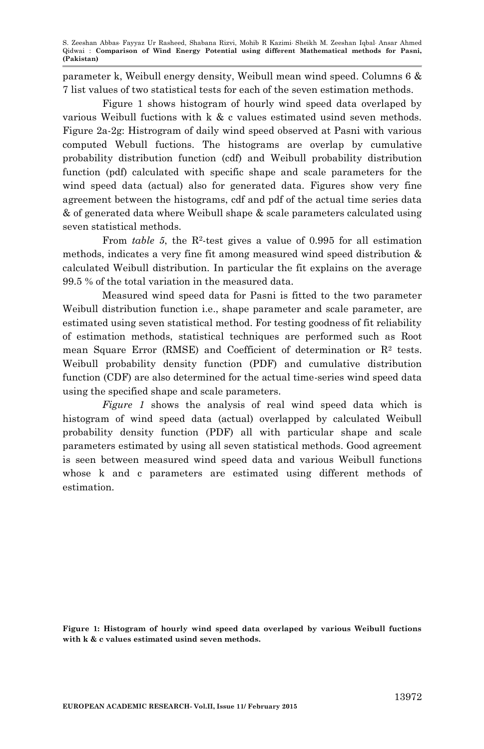parameter k, Weibull energy density, Weibull mean wind speed. Columns 6 & 7 list values of two statistical tests for each of the seven estimation methods.

Figure 1 shows histogram of hourly wind speed data overlaped by various Weibull fuctions with k & c values estimated usind seven methods. Figure 2a-2g: Histrogram of daily wind speed observed at Pasni with various computed Webull fuctions. The histograms are overlap by cumulative probability distribution function (cdf) and Weibull probability distribution function (pdf) calculated with specific shape and scale parameters for the wind speed data (actual) also for generated data. Figures show very fine agreement between the histograms, cdf and pdf of the actual time series data & of generated data where Weibull shape & scale parameters calculated using seven statistical methods.

From *table 5*, the $R^2$-test gives a value of 0.995 for all estimation methods, indicates a very fine fit among measured wind speed distribution & calculated Weibull distribution. In particular the fit explains on the average 99.5 % of the total variation in the measured data.

Measured wind speed data for Pasni is fitted to the two parameter Weibull distribution function i.e., shape parameter and scale parameter, are estimated using seven statistical method. For testing goodness of fit reliability of estimation methods, statistical techniques are performed such as Root mean Square Error (RMSE) and Coefficient of determination or $R^2$ tests. Weibull probability density function (PDF) and cumulative distribution function (CDF) are also determined for the actual time-series wind speed data using the specified shape and scale parameters.

*Figure 1* shows the analysis of real wind speed data which is histogram of wind speed data (actual) overlapped by calculated Weibull probability density function (PDF) all with particular shape and scale parameters estimated by using all seven statistical methods. Good agreement is seen between measured wind speed data and various Weibull functions whose k and c parameters are estimated using different methods of estimation.

**Figure 1: Histogram of hourly wind speed data overlaped by various Weibull fuctions with k & c values estimated usind seven methods.**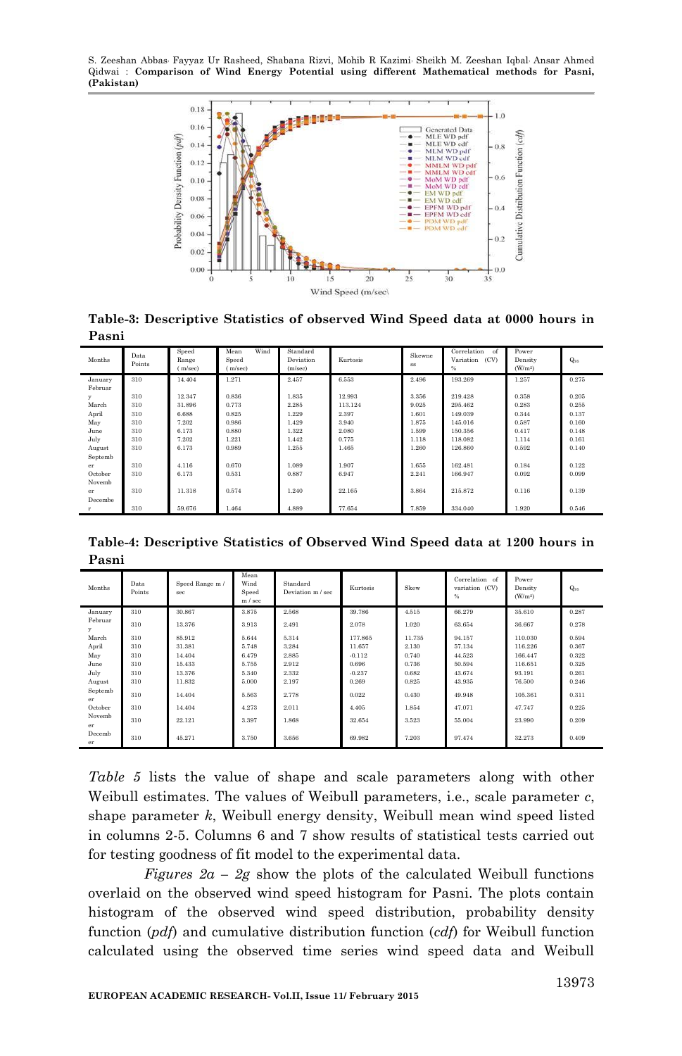**Table-3: Descriptive Statistics of observed Wind Speed data at 0000 hours in Pasni**

| Months | Data Points | Speed Range (m/sec) | Mean Wind Speed (m/sec) | Standard Deviation (m/sec) | Kurtosis | Skewness | Correlation of Variation (CV) % | Power Density (W/m²) | $Q_{95}$ |
|---|---|---|---|---|---|---|---|---|---|
| January | 310 | 14.404 | 1.271 | 2.457 | 6.553 | 2.496 | 193.269 | 1.257 | 0.275 |
| February | 310 | 12.347 | 0.836 | 1.835 | 12.993 | 3.356 | 219.428 | 0.358 | 0.205 |
| March | 310 | 31.896 | 0.773 | 2.285 | 113.124 | 9.025 | 295.462 | 0.283 | 0.255 |
| April | 310 | 6.688 | 0.825 | 1.229 | 2.397 | 1.601 | 149.039 | 0.344 | 0.137 |
| May | 310 | 7.202 | 0.986 | 1.429 | 3.940 | 1.875 | 145.016 | 0.587 | 0.160 |
| June | 310 | 6.173 | 0.880 | 1.322 | 2.080 | 1.599 | 150.356 | 0.417 | 0.148 |
| July | 310 | 7.202 | 1.221 | 1.442 | 0.775 | 1.118 | 118.082 | 1.114 | 0.161 |
| August | 310 | 6.173 | 0.989 | 1.255 | 1.465 | 1.260 | 126.860 | 0.592 | 0.140 |
| September | 310 | 4.116 | 0.670 | 1.089 | 1.907 | 1.655 | 162.481 | 0.184 | 0.122 |
| October | 310 | 6.173 | 0.531 | 0.887 | 6.947 | 2.241 | 166.947 | 0.092 | 0.099 |
| November | 310 | 11.318 | 0.574 | 1.240 | 22.165 | 3.864 | 215.872 | 0.116 | 0.139 |
| December | 310 | 59.676 | 1.464 | 4.889 | 77.654 | 7.859 | 334.040 | 1.920 | 0.546 |

**Table-4: Descriptive Statistics of Observed Wind Speed data at 1200 hours in Pasni**

| Months | Data Points | Speed Range m / sec | Mean Wind Speed m / sec | Standard Deviation m / sec | Kurtosis | Skew | Correlation of variation (CV) % | Power Density (W/m²) | $Q_{95}$ |
|---|---|---|---|---|---|---|---|---|---|
| January | 310 | 30.867 | 3.875 | 2.568 | 39.786 | 4.515 | 66.279 | 35.610 | 0.287 |
| February | 310 | 13.376 | 3.913 | 2.491 | 2.078 | 1.020 | 63.654 | 36.667 | 0.278 |
| March | 310 | 85.912 | 5.644 | 5.314 | 177.865 | 11.735 | 94.157 | 110.030 | 0.594 |
| April | 310 | 31.381 | 5.748 | 3.284 | 11.657 | 2.130 | 57.134 | 116.226 | 0.367 |
| May | 310 | 14.404 | 6.479 | 2.885 | -0.112 | 0.740 | 44.523 | 166.447 | 0.322 |
| June | 310 | 15.433 | 5.755 | 2.912 | 0.696 | 0.736 | 50.594 | 116.651 | 0.325 |
| July | 310 | 13.376 | 5.340 | 2.332 | -0.237 | 0.682 | 43.674 | 93.191 | 0.261 |
| August | 310 | 11.832 | 5.000 | 2.197 | 0.269 | 0.825 | 43.935 | 76.500 | 0.246 |
| September | 310 | 14.404 | 5.563 | 2.778 | 0.022 | 0.430 | 49.948 | 105.361 | 0.311 |
| October | 310 | 14.404 | 4.273 | 2.011 | 4.405 | 1.854 | 47.071 | 47.747 | 0.225 |
| November | 310 | 22.121 | 3.397 | 1.868 | 32.654 | 3.523 | 55.004 | 23.990 | 0.209 |
| December | 310 | 45.271 | 3.750 | 3.656 | 69.982 | 7.203 | 97.474 | 32.273 | 0.409 |

*Table 5* lists the value of shape and scale parameters along with other Weibull estimates. The values of Weibull parameters, i.e., scale parameter $c$, shape parameter $k$, Weibull energy density, Weibull mean wind speed listed in columns 2-5. Columns 6 and 7 show results of statistical tests carried out for testing goodness of fit model to the experimental data.

*Figures 2a – 2g* show the plots of the calculated Weibull functions overlaid on the observed wind speed histogram for Pasni. The plots contain histogram of the observed wind speed distribution, probability density function (*pdf*) and cumulative distribution function (*cdf*) for Weibull function calculated using the observed time series wind speed data and Weibull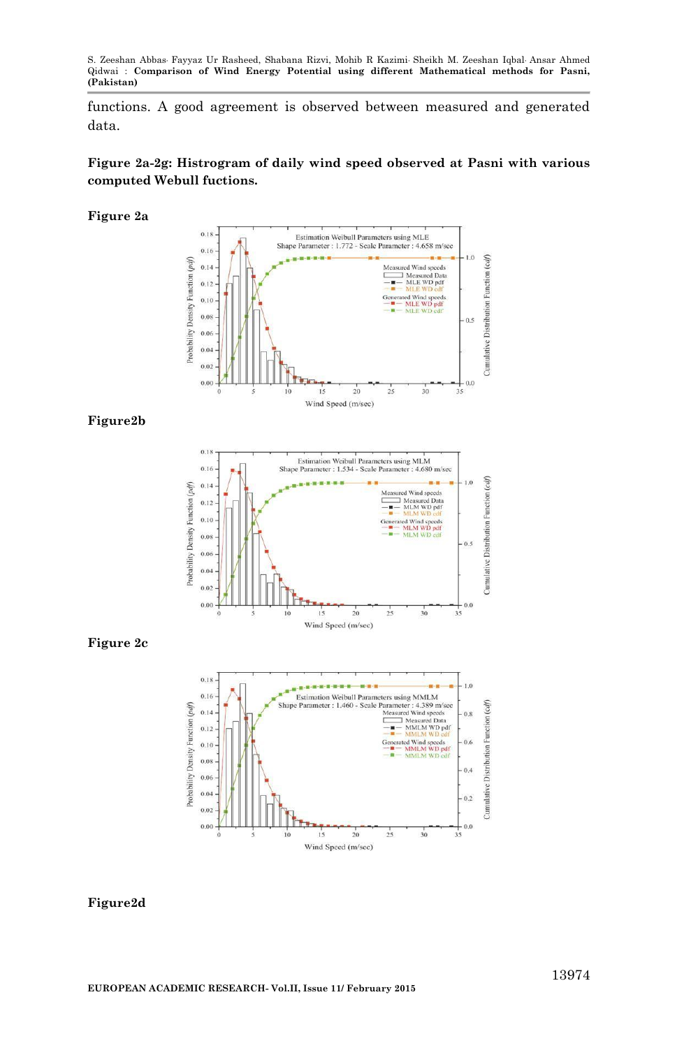functions. A good agreement is observed between measured and generated data.

**Figure 2a-2g: Histrogram of daily wind speed observed at Pasni with various computed Webull fuctions.**

**Figure 2a**

**Figure2b**

**Figure 2c**

**Figure2d**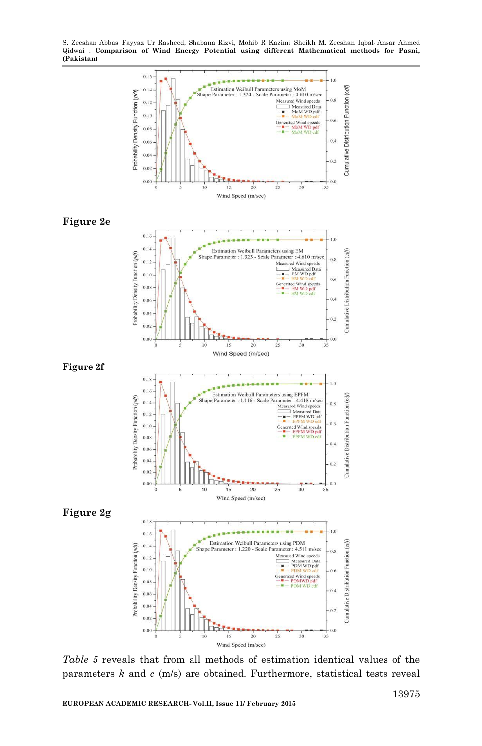**Figure 2e**

**Figure 2f**

**Figure 2g**

*Table 5* reveals that from all methods of estimation identical values of the parameters $k$ and $c$ (m/s) are obtained. Furthermore, statistical tests reveal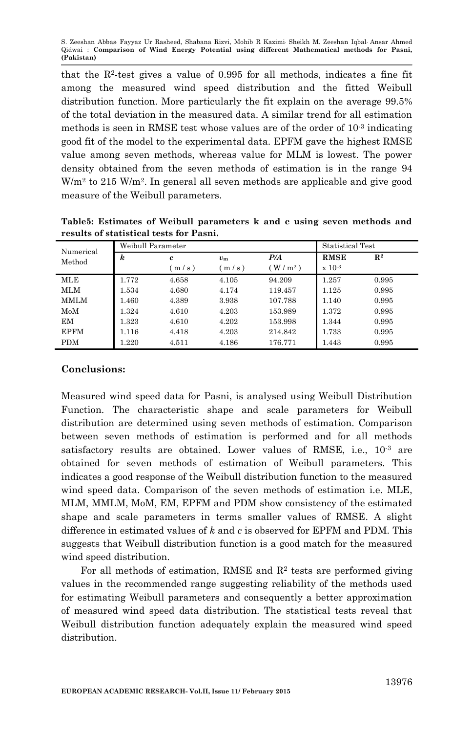that the $R^2$-test gives a value of 0.995 for all methods, indicates a fine fit among the measured wind speed distribution and the fitted Weibull distribution function. More particularly the fit explain on the average 99.5% of the total deviation in the measured data. A similar trend for all estimation methods is seen in RMSE test whose values are of the order of $10^{-3}$ indicating good fit of the model to the experimental data. EPFM gave the highest RMSE value among seven methods, whereas value for MLM is lowest. The power density obtained from the seven methods of estimation is in the range 94 $W/m^2$ to 215 $W/m^2$. In general all seven methods are applicable and give good measure of the Weibull parameters.

**Table5: Estimates of Weibull parameters k and c using seven methods and results of statistical tests for Pasni.**

| Numerical Method | Weibull Parameter | | | | Statistical Test | |
|---|---|---|---|---|---|---|
| | $k$ | $c$ (m/s) | $v_m$ (m/s) | $P/A$ ($W/m^2$) | RMSE $\times 10^{-3}$ | $R^2$ |
| MLE | 1.772 | 4.658 | 4.105 | 94.209 | 1.257 | 0.995 |
| MLM | 1.534 | 4.680 | 4.174 | 119.457 | 1.125 | 0.995 |
| MMLM | 1.460 | 4.389 | 3.938 | 107.788 | 1.140 | 0.995 |
| MoM | 1.324 | 4.610 | 4.203 | 153.989 | 1.372 | 0.995 |
| EM | 1.323 | 4.610 | 4.202 | 153.998 | 1.344 | 0.995 |
| EPFM | 1.116 | 4.418 | 4.203 | 214.842 | 1.733 | 0.995 |
| PDM | 1.220 | 4.511 | 4.186 | 176.771 | 1.443 | 0.995 |

## Conclusions:

Measured wind speed data for Pasni, is analysed using Weibull Distribution Function. The characteristic shape and scale parameters for Weibull distribution are determined using seven methods of estimation. Comparison between seven methods of estimation is performed and for all methods satisfactory results are obtained. Lower values of RMSE, i.e., $10^{-3}$ are obtained for seven methods of estimation of Weibull parameters. This indicates a good response of the Weibull distribution function to the measured wind speed data. Comparison of the seven methods of estimation i.e. MLE, MLM, MMLM, MoM, EM, EPFM and PDM show consistency of the estimated shape and scale parameters in terms smaller values of RMSE. A slight difference in estimated values of $k$ and $c$ is observed for EPFM and PDM. This suggests that Weibull distribution function is a good match for the measured wind speed distribution.

For all methods of estimation, RMSE and $R^2$ tests are performed giving values in the recommended range suggesting reliability of the methods used for estimating Weibull parameters and consequently a better approximation of measured wind speed data distribution. The statistical tests reveal that Weibull distribution function adequately explain the measured wind speed distribution.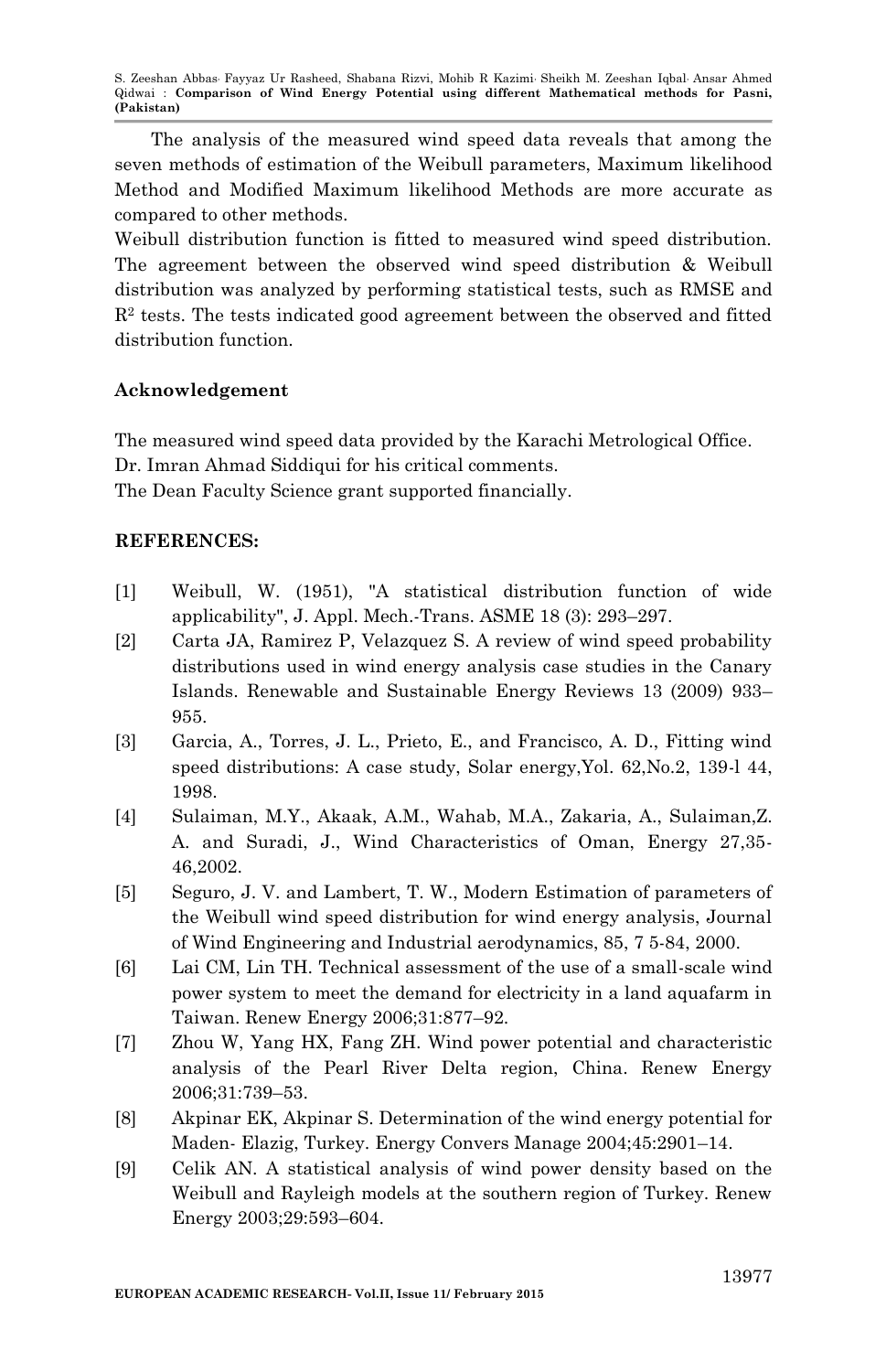The analysis of the measured wind speed data reveals that among the seven methods of estimation of the Weibull parameters, Maximum likelihood Method and Modified Maximum likelihood Methods are more accurate as compared to other methods.

Weibull distribution function is fitted to measured wind speed distribution. The agreement between the observed wind speed distribution & Weibull distribution was analyzed by performing statistical tests, such as RMSE and $R^2$ tests. The tests indicated good agreement between the observed and fitted distribution function.

## Acknowledgement

The measured wind speed data provided by the Karachi Metrological Office.
Dr. Imran Ahmad Siddiqui for his critical comments.
The Dean Faculty Science grant supported financially.

## REFERENCES:

[1] Weibull, W. (1951), "A statistical distribution function of wide applicability", J. Appl. Mech.-Trans. ASME 18 (3): 293–297.

[2] Carta JA, Ramirez P, Velazquez S. A review of wind speed probability distributions used in wind energy analysis case studies in the Canary Islands. Renewable and Sustainable Energy Reviews 13 (2009) 933–955.

[3] Garcia, A., Torres, J. L., Prieto, E., and Francisco, A. D., Fitting wind speed distributions: A case study, Solar energy,Yol. 62,No.2, 139-l 44, 1998.

[4] Sulaiman, M.Y., Akaak, A.M., Wahab, M.A., Zakaria, A., Sulaiman,Z. A. and Suradi, J., Wind Characteristics of Oman, Energy 27,35-46,2002.

[5] Seguro, J. V. and Lambert, T. W., Modern Estimation of parameters of the Weibull wind speed distribution for wind energy analysis, Journal of Wind Engineering and Industrial aerodynamics, 85, 7 5-84, 2000.

[6] Lai CM, Lin TH. Technical assessment of the use of a small-scale wind power system to meet the demand for electricity in a land aquafarm in Taiwan. Renew Energy 2006;31:877–92.

[7] Zhou W, Yang HX, Fang ZH. Wind power potential and characteristic analysis of the Pearl River Delta region, China. Renew Energy 2006;31:739–53.

[8] Akpinar EK, Akpinar S. Determination of the wind energy potential for Maden- Elazig, Turkey. Energy Convers Manage 2004;45:2901–14.

[9] Celik AN. A statistical analysis of wind power density based on the Weibull and Rayleigh models at the southern region of Turkey. Renew Energy 2003;29:593–604.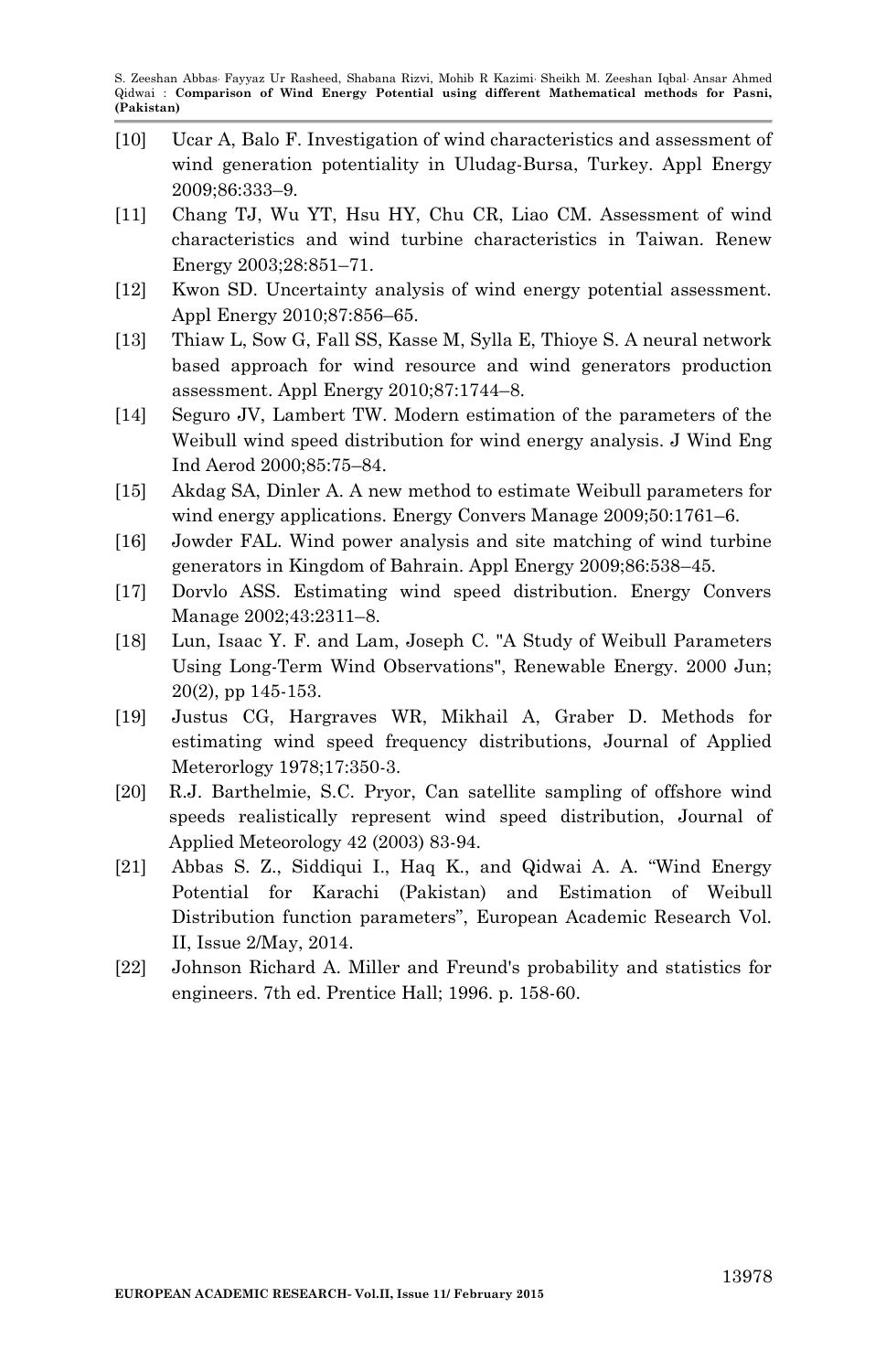[10] Ucar A, Balo F. Investigation of wind characteristics and assessment of wind generation potentiality in Uludag-Bursa, Turkey. Appl Energy 2009;86:333–9.

[11] Chang TJ, Wu YT, Hsu HY, Chu CR, Liao CM. Assessment of wind characteristics and wind turbine characteristics in Taiwan. Renew Energy 2003;28:851–71.

[12] Kwon SD. Uncertainty analysis of wind energy potential assessment. Appl Energy 2010;87:856–65.

[13] Thiaw L, Sow G, Fall SS, Kasse M, Sylla E, Thioye S. A neural network based approach for wind resource and wind generators production assessment. Appl Energy 2010;87:1744–8.

[14] Seguro JV, Lambert TW. Modern estimation of the parameters of the Weibull wind speed distribution for wind energy analysis. J Wind Eng Ind Aerod 2000;85:75–84.

[15] Akdag SA, Dinler A. A new method to estimate Weibull parameters for wind energy applications. Energy Convers Manage 2009;50:1761–6.

[16] Jowder FAL. Wind power analysis and site matching of wind turbine generators in Kingdom of Bahrain. Appl Energy 2009;86:538–45.

[17] Dorvlo ASS. Estimating wind speed distribution. Energy Convers Manage 2002;43:2311–8.

[18] Lun, Isaac Y. F. and Lam, Joseph C. "A Study of Weibull Parameters Using Long-Term Wind Observations", Renewable Energy. 2000 Jun; 20(2), pp 145-153.

[19] Justus CG, Hargraves WR, Mikhail A, Graber D. Methods for estimating wind speed frequency distributions, Journal of Applied Meterorlogy 1978;17:350-3.

[20] R.J. Barthelmie, S.C. Pryor, Can satellite sampling of offshore wind speeds realistically represent wind speed distribution, Journal of Applied Meteorology 42 (2003) 83-94.

[21] Abbas S. Z., Siddiqui I., Haq K., and Qidwai A. A. "Wind Energy Potential for Karachi (Pakistan) and Estimation of Weibull Distribution function parameters", European Academic Research Vol. II, Issue 2/May, 2014.

[22] Johnson Richard A. Miller and Freund's probability and statistics for engineers. 7th ed. Prentice Hall; 1996. p. 158-60.